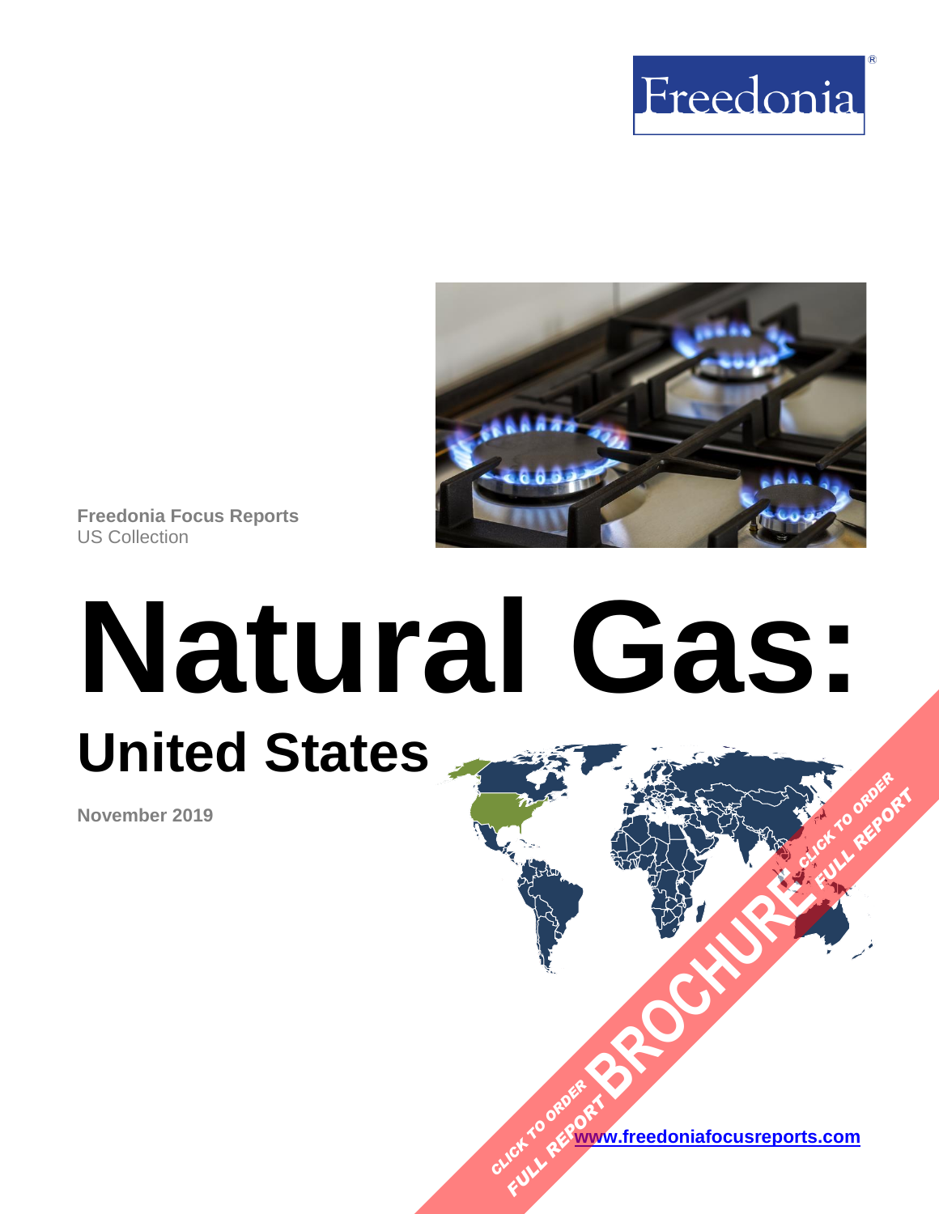Freedonia

Freedonia Focus Reports
US Collection

# Natural Gas:

## United States

**November 2019**

CLICK TO ORDER FULL REPORT BROCHURE CLICK TO ORDER FULL REPORT

www.freedoniafocusreports.com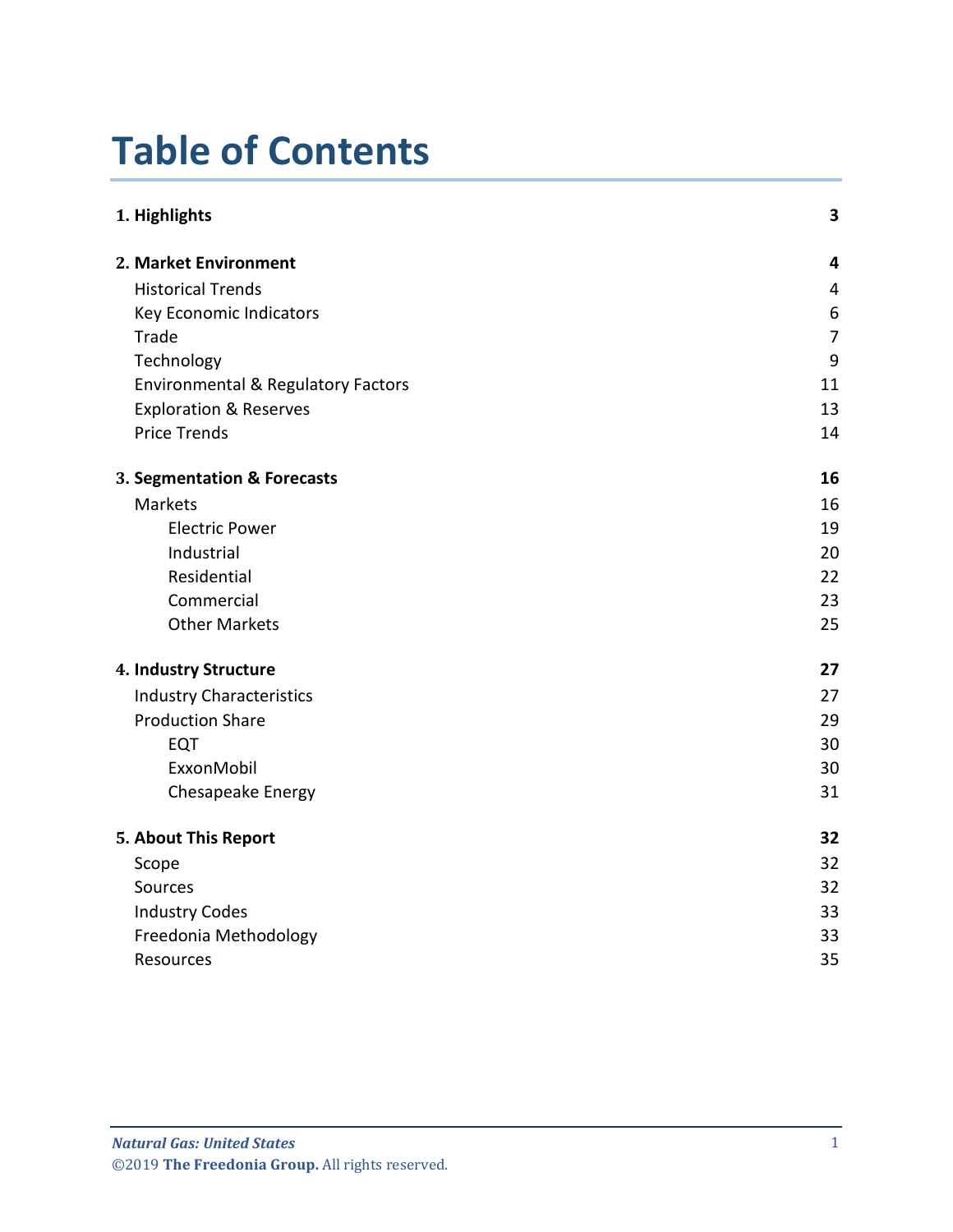# Table of Contents

| | |
|---|---|
| **1. Highlights** | **3** |
| **2. Market Environment** | **4** |
| Historical Trends | 4 |
| Key Economic Indicators | 6 |
| Trade | 7 |
| Technology | 9 |
| Environmental & Regulatory Factors | 11 |
| Exploration & Reserves | 13 |
| Price Trends | 14 |
| **3. Segmentation & Forecasts** | **16** |
| Markets | 16 |
| Electric Power | 19 |
| Industrial | 20 |
| Residential | 22 |
| Commercial | 23 |
| Other Markets | 25 |
| **4. Industry Structure** | **27** |
| Industry Characteristics | 27 |
| Production Share | 29 |
| EQT | 30 |
| ExxonMobil | 30 |
| Chesapeake Energy | 31 |
| **5. About This Report** | **32** |
| Scope | 32 |
| Sources | 32 |
| Industry Codes | 33 |
| Freedonia Methodology | 33 |
| Resources | 35 |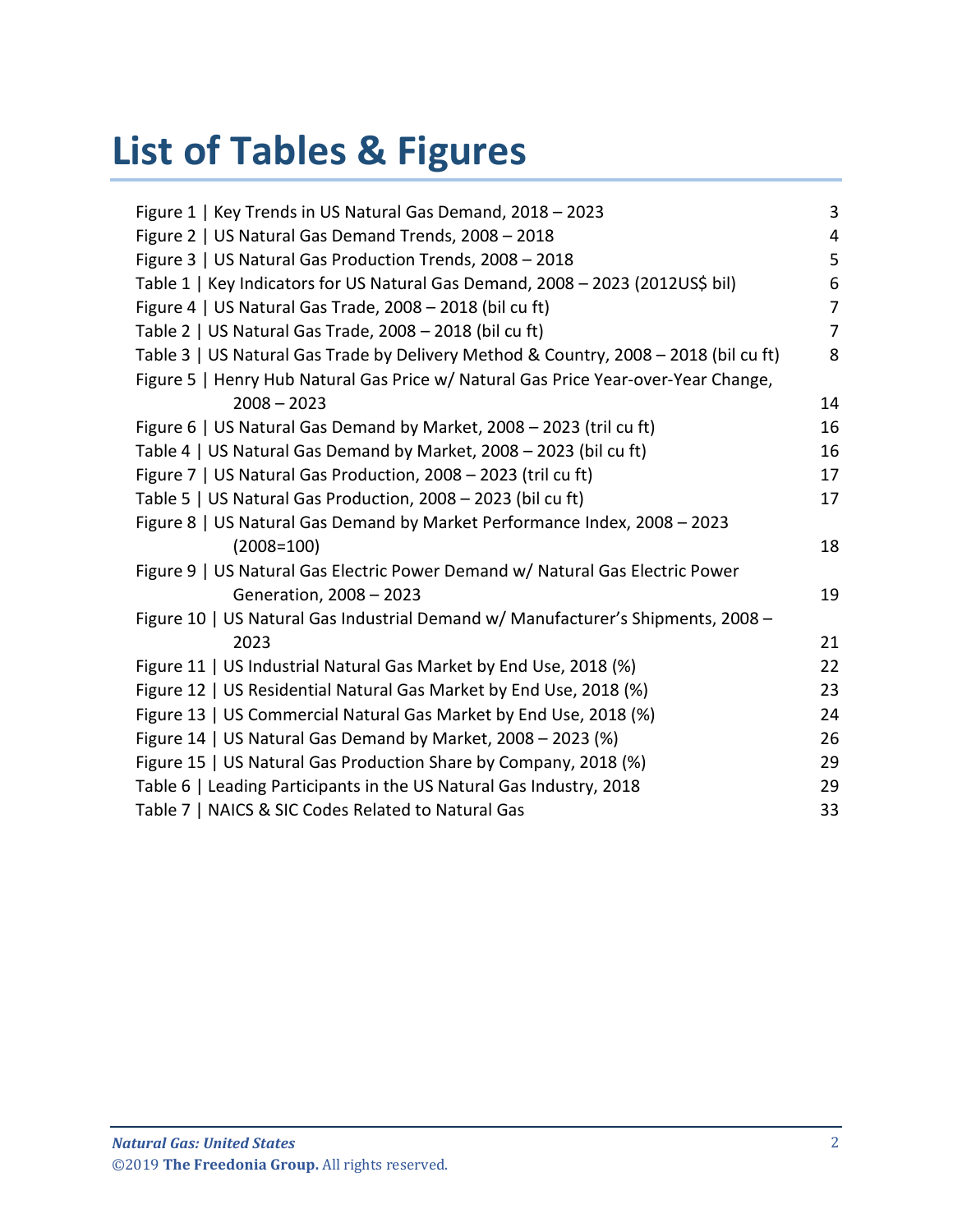# List of Tables & Figures

| | |
|---|---|
| Figure 1 \| Key Trends in US Natural Gas Demand, 2018 – 2023 | 3 |
| Figure 2 \| US Natural Gas Demand Trends, 2008 – 2018 | 4 |
| Figure 3 \| US Natural Gas Production Trends, 2008 – 2018 | 5 |
| Table 1 \| Key Indicators for US Natural Gas Demand, 2008 – 2023 (2012US$ bil) | 6 |
| Figure 4 \| US Natural Gas Trade, 2008 – 2018 (bil cu ft) | 7 |
| Table 2 \| US Natural Gas Trade, 2008 – 2018 (bil cu ft) | 7 |
| Table 3 \| US Natural Gas Trade by Delivery Method & Country, 2008 – 2018 (bil cu ft) | 8 |
| Figure 5 \| Henry Hub Natural Gas Price w/ Natural Gas Price Year-over-Year Change, 2008 – 2023 | 14 |
| Figure 6 \| US Natural Gas Demand by Market, 2008 – 2023 (tril cu ft) | 16 |
| Table 4 \| US Natural Gas Demand by Market, 2008 – 2023 (bil cu ft) | 16 |
| Figure 7 \| US Natural Gas Production, 2008 – 2023 (tril cu ft) | 17 |
| Table 5 \| US Natural Gas Production, 2008 – 2023 (bil cu ft) | 17 |
| Figure 8 \| US Natural Gas Demand by Market Performance Index, 2008 – 2023 (2008=100) | 18 |
| Figure 9 \| US Natural Gas Electric Power Demand w/ Natural Gas Electric Power Generation, 2008 – 2023 | 19 |
| Figure 10 \| US Natural Gas Industrial Demand w/ Manufacturer's Shipments, 2008 – 2023 | 21 |
| Figure 11 \| US Industrial Natural Gas Market by End Use, 2018 (%) | 22 |
| Figure 12 \| US Residential Natural Gas Market by End Use, 2018 (%) | 23 |
| Figure 13 \| US Commercial Natural Gas Market by End Use, 2018 (%) | 24 |
| Figure 14 \| US Natural Gas Demand by Market, 2008 – 2023 (%) | 26 |
| Figure 15 \| US Natural Gas Production Share by Company, 2018 (%) | 29 |
| Table 6 \| Leading Participants in the US Natural Gas Industry, 2018 | 29 |
| Table 7 \| NAICS & SIC Codes Related to Natural Gas | 33 |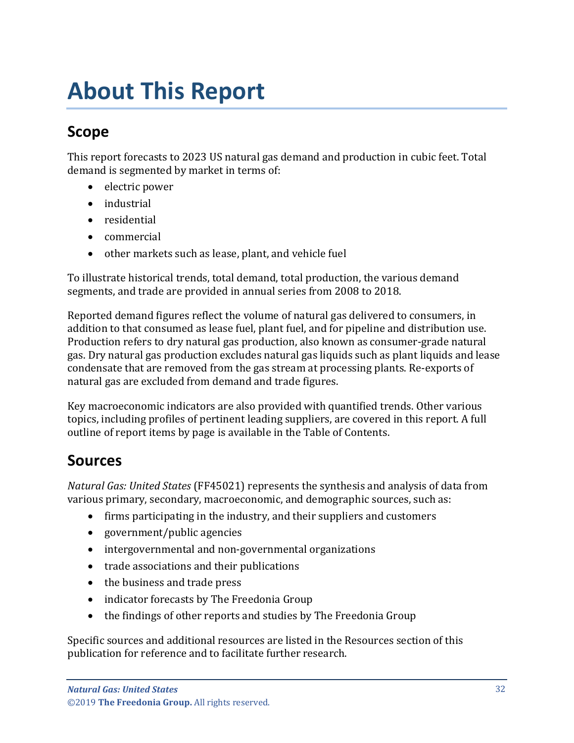# About This Report

## Scope

This report forecasts to 2023 US natural gas demand and production in cubic feet. Total demand is segmented by market in terms of:

- electric power
- industrial
- residential
- commercial
- other markets such as lease, plant, and vehicle fuel

To illustrate historical trends, total demand, total production, the various demand segments, and trade are provided in annual series from 2008 to 2018.

Reported demand figures reflect the volume of natural gas delivered to consumers, in addition to that consumed as lease fuel, plant fuel, and for pipeline and distribution use. Production refers to dry natural gas production, also known as consumer-grade natural gas. Dry natural gas production excludes natural gas liquids such as plant liquids and lease condensate that are removed from the gas stream at processing plants. Re-exports of natural gas are excluded from demand and trade figures.

Key macroeconomic indicators are also provided with quantified trends. Other various topics, including profiles of pertinent leading suppliers, are covered in this report. A full outline of report items by page is available in the Table of Contents.

## Sources

*Natural Gas: United States* (FF45021) represents the synthesis and analysis of data from various primary, secondary, macroeconomic, and demographic sources, such as:

- firms participating in the industry, and their suppliers and customers
- government/public agencies
- intergovernmental and non-governmental organizations
- trade associations and their publications
- the business and trade press
- indicator forecasts by The Freedonia Group
- the findings of other reports and studies by The Freedonia Group

Specific sources and additional resources are listed in the Resources section of this publication for reference and to facilitate further research.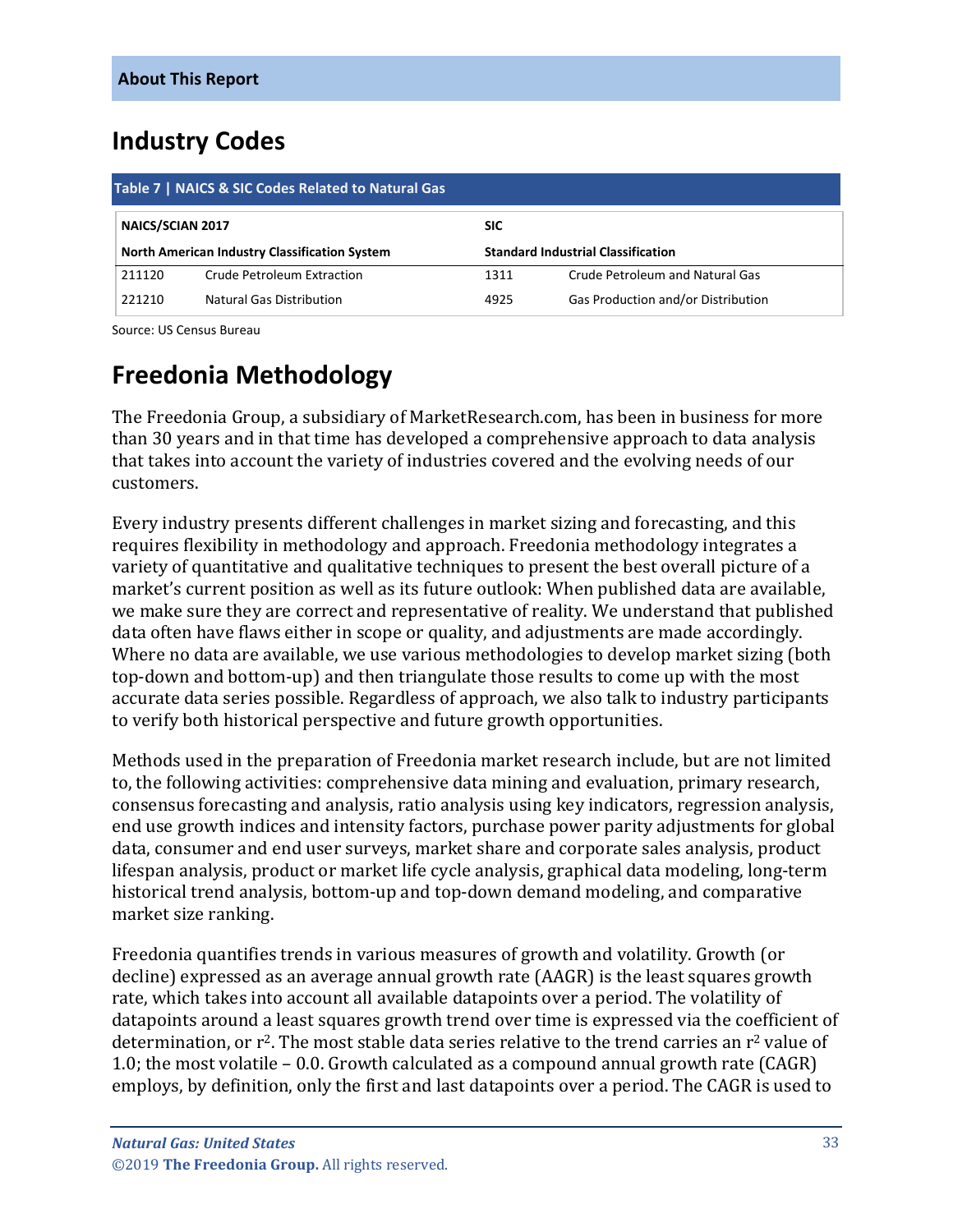## Industry Codes

**Table 7 | NAICS & SIC Codes Related to Natural Gas**

| NAICS/SCIAN 2017 | | SIC | |
|---|---|---|---|
| **North American Industry Classification System** | | **Standard Industrial Classification** | |
| 211120 | Crude Petroleum Extraction | 1311 | Crude Petroleum and Natural Gas |
| 221210 | Natural Gas Distribution | 4925 | Gas Production and/or Distribution |

Source: US Census Bureau

## Freedonia Methodology

The Freedonia Group, a subsidiary of MarketResearch.com, has been in business for more than 30 years and in that time has developed a comprehensive approach to data analysis that takes into account the variety of industries covered and the evolving needs of our customers.

Every industry presents different challenges in market sizing and forecasting, and this requires flexibility in methodology and approach. Freedonia methodology integrates a variety of quantitative and qualitative techniques to present the best overall picture of a market's current position as well as its future outlook: When published data are available, we make sure they are correct and representative of reality. We understand that published data often have flaws either in scope or quality, and adjustments are made accordingly. Where no data are available, we use various methodologies to develop market sizing (both top-down and bottom-up) and then triangulate those results to come up with the most accurate data series possible. Regardless of approach, we also talk to industry participants to verify both historical perspective and future growth opportunities.

Methods used in the preparation of Freedonia market research include, but are not limited to, the following activities: comprehensive data mining and evaluation, primary research, consensus forecasting and analysis, ratio analysis using key indicators, regression analysis, end use growth indices and intensity factors, purchase power parity adjustments for global data, consumer and end user surveys, market share and corporate sales analysis, product lifespan analysis, product or market life cycle analysis, graphical data modeling, long-term historical trend analysis, bottom-up and top-down demand modeling, and comparative market size ranking.

Freedonia quantifies trends in various measures of growth and volatility. Growth (or decline) expressed as an average annual growth rate (AAGR) is the least squares growth rate, which takes into account all available datapoints over a period. The volatility of datapoints around a least squares growth trend over time is expressed via the coefficient of determination, or $r^2$. The most stable data series relative to the trend carries an $r^2$ value of 1.0; the most volatile – 0.0. Growth calculated as a compound annual growth rate (CAGR) employs, by definition, only the first and last datapoints over a period. The CAGR is used to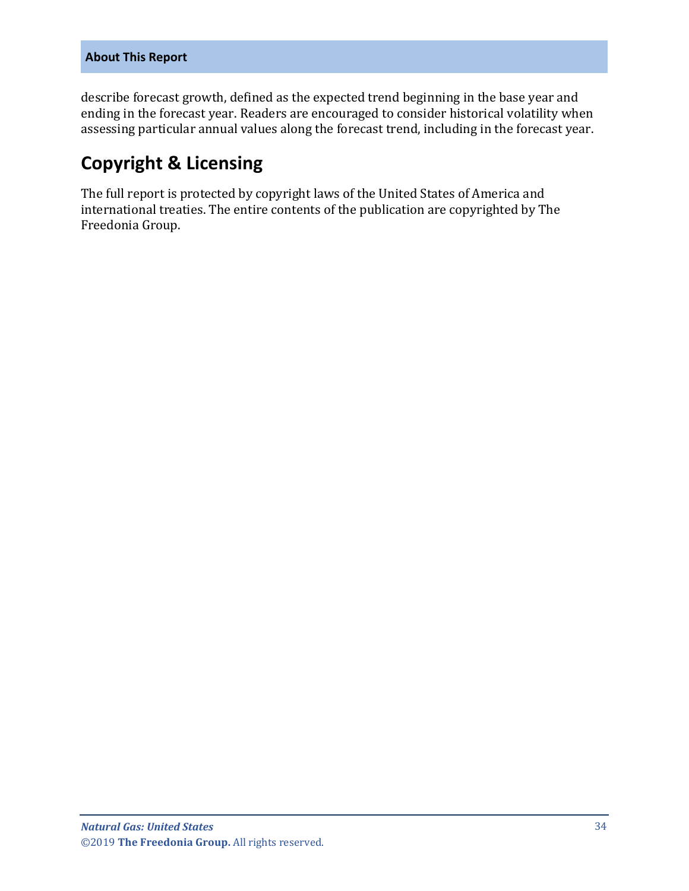describe forecast growth, defined as the expected trend beginning in the base year and ending in the forecast year. Readers are encouraged to consider historical volatility when assessing particular annual values along the forecast trend, including in the forecast year.

## Copyright & Licensing

The full report is protected by copyright laws of the United States of America and international treaties. The entire contents of the publication are copyrighted by The Freedonia Group.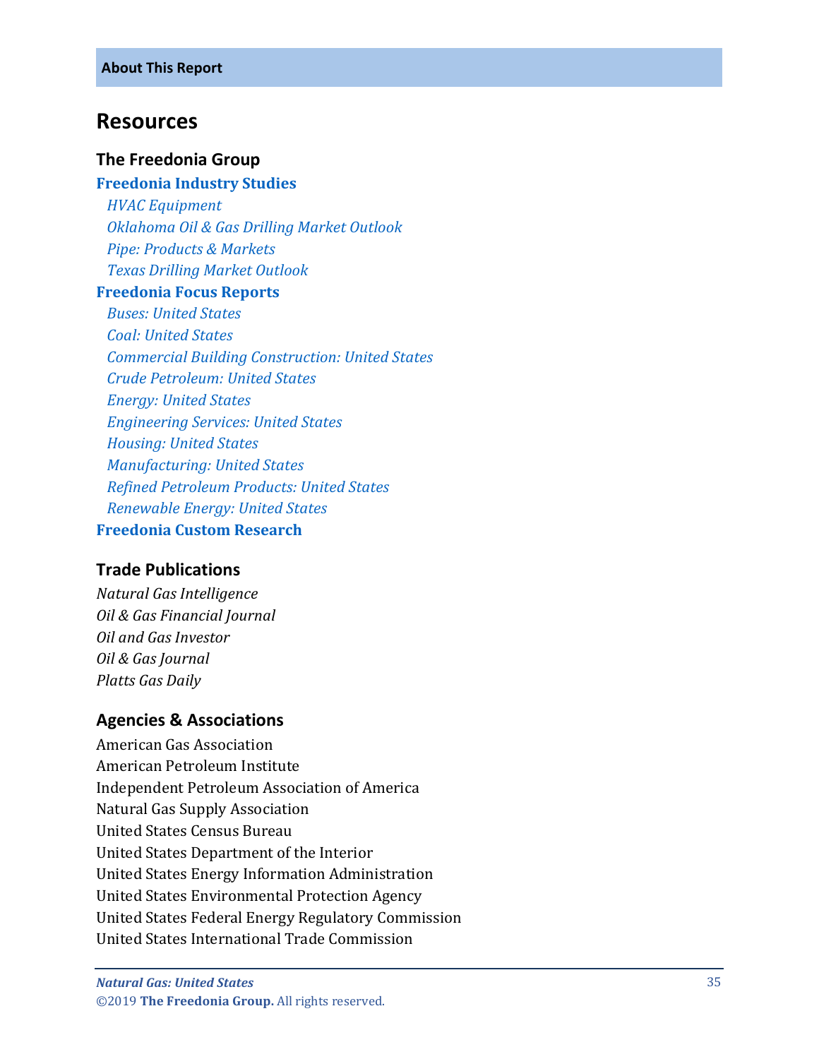## Resources

### The Freedonia Group

**Freedonia Industry Studies**

*HVAC Equipment*
*Oklahoma Oil & Gas Drilling Market Outlook*
*Pipe: Products & Markets*
*Texas Drilling Market Outlook*

**Freedonia Focus Reports**

*Buses: United States*
*Coal: United States*
*Commercial Building Construction: United States*
*Crude Petroleum: United States*
*Energy: United States*
*Engineering Services: United States*
*Housing: United States*
*Manufacturing: United States*
*Refined Petroleum Products: United States*
*Renewable Energy: United States*

**Freedonia Custom Research**

### Trade Publications

*Natural Gas Intelligence*
*Oil & Gas Financial Journal*
*Oil and Gas Investor*
*Oil & Gas Journal*
*Platts Gas Daily*

### Agencies & Associations

American Gas Association
American Petroleum Institute
Independent Petroleum Association of America
Natural Gas Supply Association
United States Census Bureau
United States Department of the Interior
United States Energy Information Administration
United States Environmental Protection Agency
United States Federal Energy Regulatory Commission
United States International Trade Commission